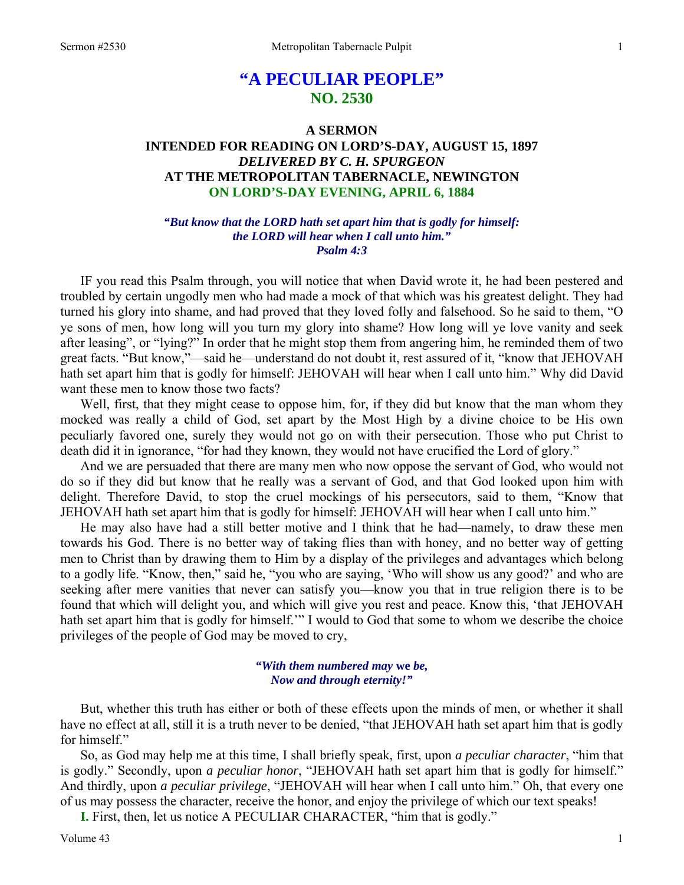# "A PECULIAR PEOPLE"
## NO. 2530

### A SERMON
### INTENDED FOR READING ON LORD'S-DAY, AUGUST 15, 1897
### *DELIVERED BY C. H. SPURGEON*
### AT THE METROPOLITAN TABERNACLE, NEWINGTON
### ON LORD'S-DAY EVENING, APRIL 6, 1884

*"But know that the LORD hath set apart him that is godly for himself: the LORD will hear when I call unto him."*
*Psalm 4:3*

IF you read this Psalm through, you will notice that when David wrote it, he had been pestered and troubled by certain ungodly men who had made a mock of that which was his greatest delight. They had turned his glory into shame, and had proved that they loved folly and falsehood. So he said to them, "O ye sons of men, how long will you turn my glory into shame? How long will ye love vanity and seek after leasing", or "lying?" In order that he might stop them from angering him, he reminded them of two great facts. "But know,"—said he—understand do not doubt it, rest assured of it, "know that JEHOVAH hath set apart him that is godly for himself: JEHOVAH will hear when I call unto him." Why did David want these men to know those two facts?

Well, first, that they might cease to oppose him, for, if they did but know that the man whom they mocked was really a child of God, set apart by the Most High by a divine choice to be His own peculiarly favored one, surely they would not go on with their persecution. Those who put Christ to death did it in ignorance, "for had they known, they would not have crucified the Lord of glory."

And we are persuaded that there are many men who now oppose the servant of God, who would not do so if they did but know that he really was a servant of God, and that God looked upon him with delight. Therefore David, to stop the cruel mockings of his persecutors, said to them, "Know that JEHOVAH hath set apart him that is godly for himself: JEHOVAH will hear when I call unto him."

He may also have had a still better motive and I think that he had—namely, to draw these men towards his God. There is no better way of taking flies than with honey, and no better way of getting men to Christ than by drawing them to Him by a display of the privileges and advantages which belong to a godly life. "Know, then," said he, "you who are saying, 'Who will show us any good?' and who are seeking after mere vanities that never can satisfy you—know you that in true religion there is to be found that which will delight you, and which will give you rest and peace. Know this, 'that JEHOVAH hath set apart him that is godly for himself.'" I would to God that some to whom we describe the choice privileges of the people of God may be moved to cry,

*"With them numbered may* **we** *be,*
*Now and through eternity!"*

But, whether this truth has either or both of these effects upon the minds of men, or whether it shall have no effect at all, still it is a truth never to be denied, "that JEHOVAH hath set apart him that is godly for himself."

So, as God may help me at this time, I shall briefly speak, first, upon *a peculiar character*, "him that is godly." Secondly, upon *a peculiar honor*, "JEHOVAH hath set apart him that is godly for himself." And thirdly, upon *a peculiar privilege*, "JEHOVAH will hear when I call unto him." Oh, that every one of us may possess the character, receive the honor, and enjoy the privilege of which our text speaks!

**I.** First, then, let us notice A PECULIAR CHARACTER, "him that is godly."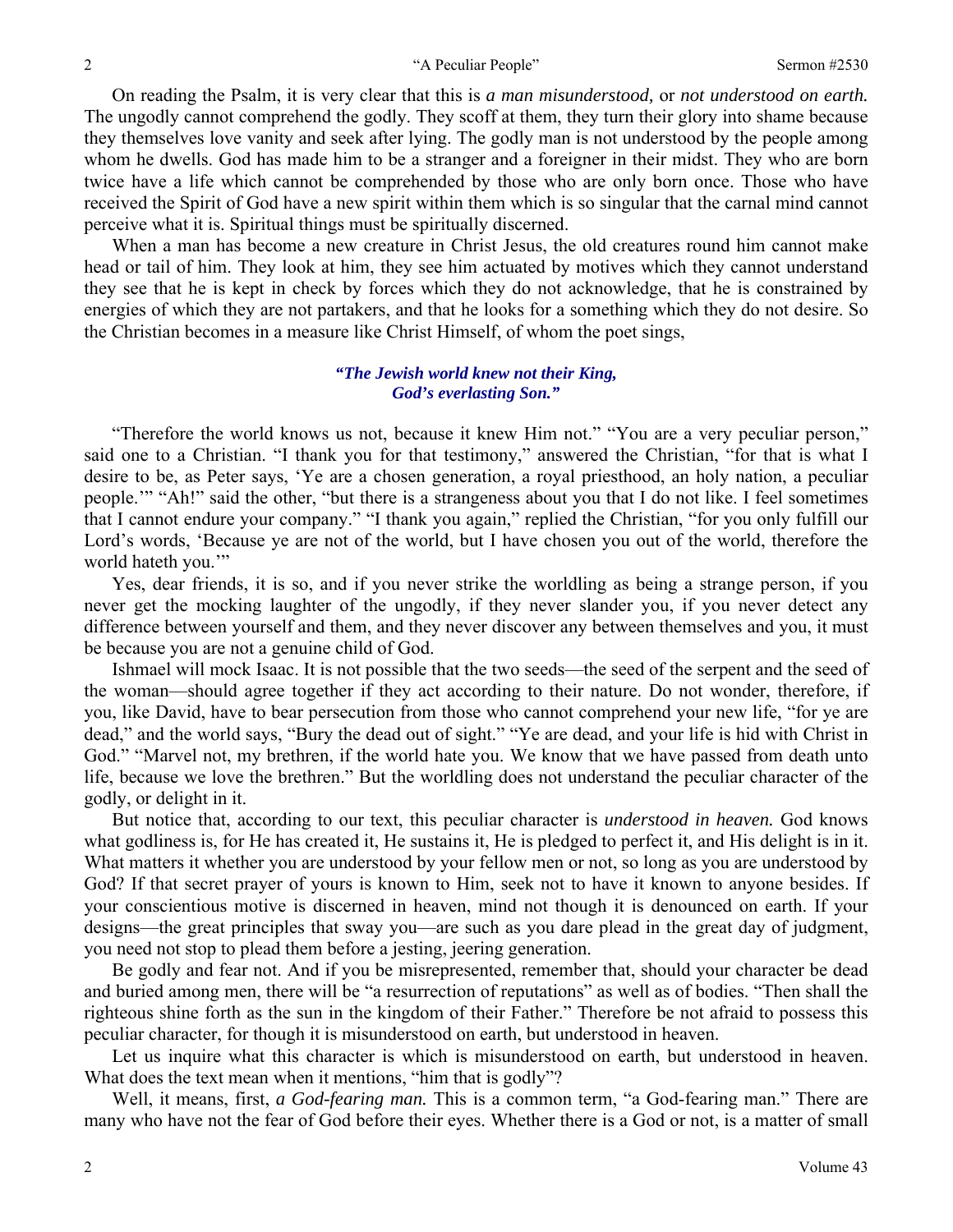On reading the Psalm, it is very clear that this is *a man misunderstood,* or *not understood on earth.* The ungodly cannot comprehend the godly. They scoff at them, they turn their glory into shame because they themselves love vanity and seek after lying. The godly man is not understood by the people among whom he dwells. God has made him to be a stranger and a foreigner in their midst. They who are born twice have a life which cannot be comprehended by those who are only born once. Those who have received the Spirit of God have a new spirit within them which is so singular that the carnal mind cannot perceive what it is. Spiritual things must be spiritually discerned.

When a man has become a new creature in Christ Jesus, the old creatures round him cannot make head or tail of him. They look at him, they see him actuated by motives which they cannot understand they see that he is kept in check by forces which they do not acknowledge, that he is constrained by energies of which they are not partakers, and that he looks for a something which they do not desire. So the Christian becomes in a measure like Christ Himself, of whom the poet sings,

> ***"The Jewish world knew not their King,***
> ***God's everlasting Son."***

"Therefore the world knows us not, because it knew Him not." "You are a very peculiar person," said one to a Christian. "I thank you for that testimony," answered the Christian, "for that is what I desire to be, as Peter says, 'Ye are a chosen generation, a royal priesthood, an holy nation, a peculiar people.'" "Ah!" said the other, "but there is a strangeness about you that I do not like. I feel sometimes that I cannot endure your company." "I thank you again," replied the Christian, "for you only fulfill our Lord's words, 'Because ye are not of the world, but I have chosen you out of the world, therefore the world hateth you.'"

Yes, dear friends, it is so, and if you never strike the worldling as being a strange person, if you never get the mocking laughter of the ungodly, if they never slander you, if you never detect any difference between yourself and them, and they never discover any between themselves and you, it must be because you are not a genuine child of God.

Ishmael will mock Isaac. It is not possible that the two seeds—the seed of the serpent and the seed of the woman—should agree together if they act according to their nature. Do not wonder, therefore, if you, like David, have to bear persecution from those who cannot comprehend your new life, "for ye are dead," and the world says, "Bury the dead out of sight." "Ye are dead, and your life is hid with Christ in God." "Marvel not, my brethren, if the world hate you. We know that we have passed from death unto life, because we love the brethren." But the worldling does not understand the peculiar character of the godly, or delight in it.

But notice that, according to our text, this peculiar character is *understood in heaven.* God knows what godliness is, for He has created it, He sustains it, He is pledged to perfect it, and His delight is in it. What matters it whether you are understood by your fellow men or not, so long as you are understood by God? If that secret prayer of yours is known to Him, seek not to have it known to anyone besides. If your conscientious motive is discerned in heaven, mind not though it is denounced on earth. If your designs—the great principles that sway you—are such as you dare plead in the great day of judgment, you need not stop to plead them before a jesting, jeering generation.

Be godly and fear not. And if you be misrepresented, remember that, should your character be dead and buried among men, there will be "a resurrection of reputations" as well as of bodies. "Then shall the righteous shine forth as the sun in the kingdom of their Father." Therefore be not afraid to possess this peculiar character, for though it is misunderstood on earth, but understood in heaven.

Let us inquire what this character is which is misunderstood on earth, but understood in heaven. What does the text mean when it mentions, "him that is godly"?

Well, it means, first, *a God-fearing man.* This is a common term, "a God-fearing man." There are many who have not the fear of God before their eyes. Whether there is a God or not, is a matter of small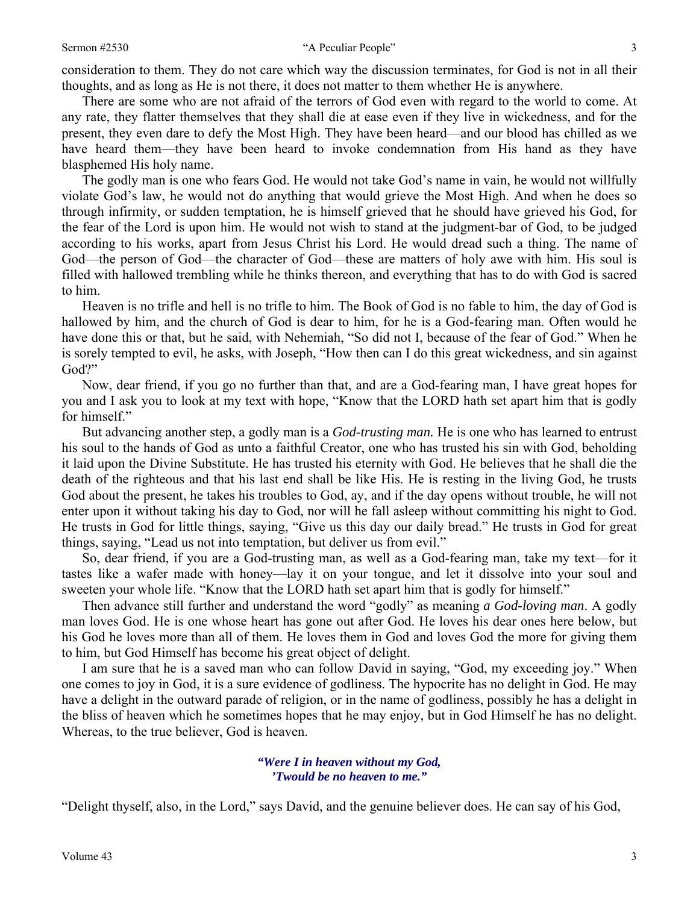consideration to them. They do not care which way the discussion terminates, for God is not in all their thoughts, and as long as He is not there, it does not matter to them whether He is anywhere.

There are some who are not afraid of the terrors of God even with regard to the world to come. At any rate, they flatter themselves that they shall die at ease even if they live in wickedness, and for the present, they even dare to defy the Most High. They have been heard—and our blood has chilled as we have heard them—they have been heard to invoke condemnation from His hand as they have blasphemed His holy name.

The godly man is one who fears God. He would not take God's name in vain, he would not willfully violate God's law, he would not do anything that would grieve the Most High. And when he does so through infirmity, or sudden temptation, he is himself grieved that he should have grieved his God, for the fear of the Lord is upon him. He would not wish to stand at the judgment-bar of God, to be judged according to his works, apart from Jesus Christ his Lord. He would dread such a thing. The name of God—the person of God—the character of God—these are matters of holy awe with him. His soul is filled with hallowed trembling while he thinks thereon, and everything that has to do with God is sacred to him.

Heaven is no trifle and hell is no trifle to him. The Book of God is no fable to him, the day of God is hallowed by him, and the church of God is dear to him, for he is a God-fearing man. Often would he have done this or that, but he said, with Nehemiah, "So did not I, because of the fear of God." When he is sorely tempted to evil, he asks, with Joseph, "How then can I do this great wickedness, and sin against God?"

Now, dear friend, if you go no further than that, and are a God-fearing man, I have great hopes for you and I ask you to look at my text with hope, "Know that the LORD hath set apart him that is godly for himself."

But advancing another step, a godly man is a *God-trusting man.* He is one who has learned to entrust his soul to the hands of God as unto a faithful Creator, one who has trusted his sin with God, beholding it laid upon the Divine Substitute. He has trusted his eternity with God. He believes that he shall die the death of the righteous and that his last end shall be like His. He is resting in the living God, he trusts God about the present, he takes his troubles to God, ay, and if the day opens without trouble, he will not enter upon it without taking his day to God, nor will he fall asleep without committing his night to God. He trusts in God for little things, saying, "Give us this day our daily bread." He trusts in God for great things, saying, "Lead us not into temptation, but deliver us from evil."

So, dear friend, if you are a God-trusting man, as well as a God-fearing man, take my text—for it tastes like a wafer made with honey—lay it on your tongue, and let it dissolve into your soul and sweeten your whole life. "Know that the LORD hath set apart him that is godly for himself."

Then advance still further and understand the word "godly" as meaning *a God-loving man*. A godly man loves God. He is one whose heart has gone out after God. He loves his dear ones here below, but his God he loves more than all of them. He loves them in God and loves God the more for giving them to him, but God Himself has become his great object of delight.

I am sure that he is a saved man who can follow David in saying, "God, my exceeding joy." When one comes to joy in God, it is a sure evidence of godliness. The hypocrite has no delight in God. He may have a delight in the outward parade of religion, or in the name of godliness, possibly he has a delight in the bliss of heaven which he sometimes hopes that he may enjoy, but in God Himself he has no delight. Whereas, to the true believer, God is heaven.

> ***"Were I in heaven without my God,***
> ***'Twould be no heaven to me."***

"Delight thyself, also, in the Lord," says David, and the genuine believer does. He can say of his God,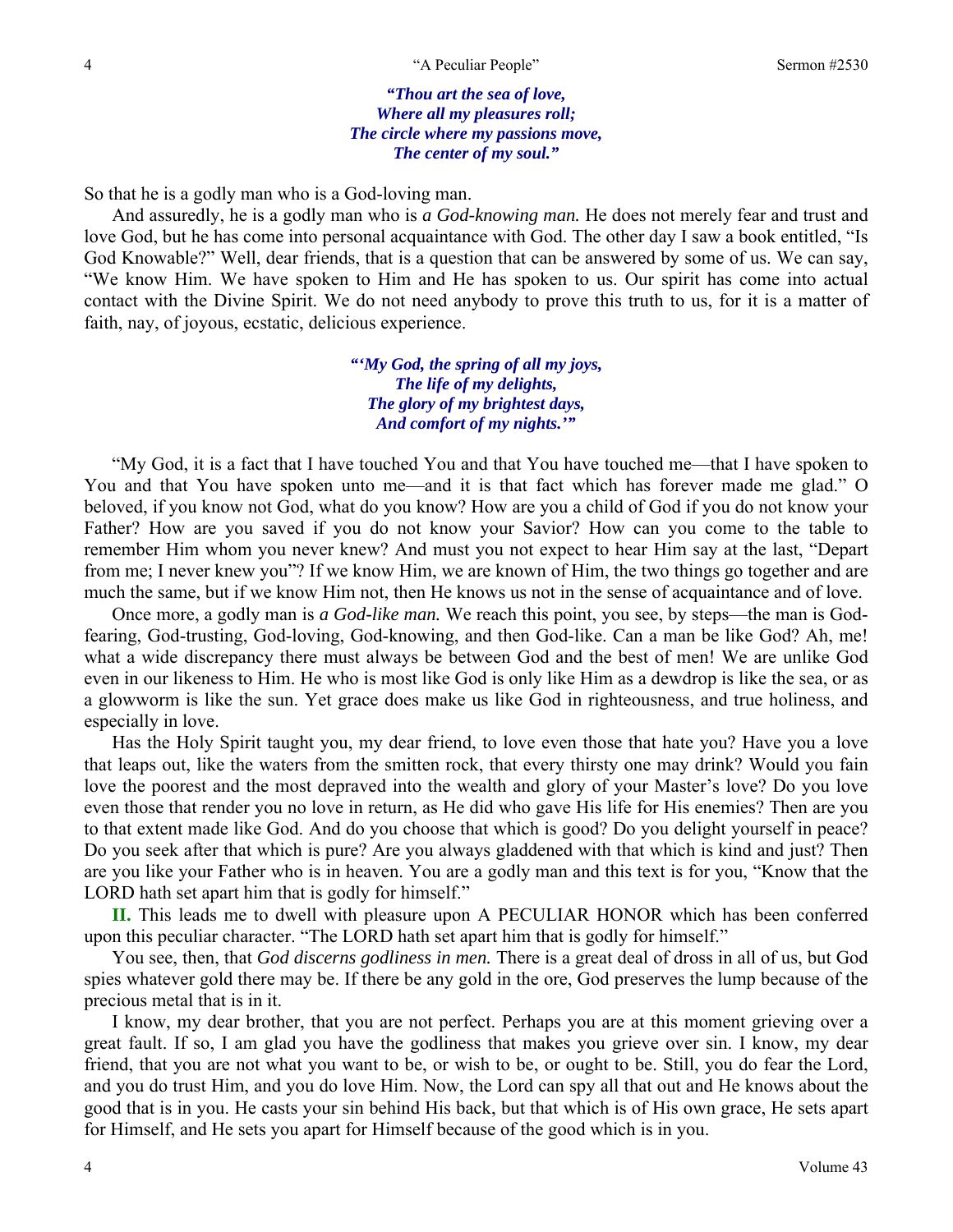*"Thou art the sea of love,*
*Where all my pleasures roll;*
*The circle where my passions move,*
*The center of my soul."*

So that he is a godly man who is a God-loving man.

And assuredly, he is a godly man who is *a God-knowing man.* He does not merely fear and trust and love God, but he has come into personal acquaintance with God. The other day I saw a book entitled, "Is God Knowable?" Well, dear friends, that is a question that can be answered by some of us. We can say, "We know Him. We have spoken to Him and He has spoken to us. Our spirit has come into actual contact with the Divine Spirit. We do not need anybody to prove this truth to us, for it is a matter of faith, nay, of joyous, ecstatic, delicious experience.

*"'My God, the spring of all my joys,*
*The life of my delights,*
*The glory of my brightest days,*
*And comfort of my nights.'"*

"My God, it is a fact that I have touched You and that You have touched me—that I have spoken to You and that You have spoken unto me—and it is that fact which has forever made me glad." O beloved, if you know not God, what do you know? How are you a child of God if you do not know your Father? How are you saved if you do not know your Savior? How can you come to the table to remember Him whom you never knew? And must you not expect to hear Him say at the last, "Depart from me; I never knew you"? If we know Him, we are known of Him, the two things go together and are much the same, but if we know Him not, then He knows us not in the sense of acquaintance and of love.

Once more, a godly man is *a God-like man.* We reach this point, you see, by steps—the man is God-fearing, God-trusting, God-loving, God-knowing, and then God-like. Can a man be like God? Ah, me! what a wide discrepancy there must always be between God and the best of men! We are unlike God even in our likeness to Him. He who is most like God is only like Him as a dewdrop is like the sea, or as a glowworm is like the sun. Yet grace does make us like God in righteousness, and true holiness, and especially in love.

Has the Holy Spirit taught you, my dear friend, to love even those that hate you? Have you a love that leaps out, like the waters from the smitten rock, that every thirsty one may drink? Would you fain love the poorest and the most depraved into the wealth and glory of your Master's love? Do you love even those that render you no love in return, as He did who gave His life for His enemies? Then are you to that extent made like God. And do you choose that which is good? Do you delight yourself in peace? Do you seek after that which is pure? Are you always gladdened with that which is kind and just? Then are you like your Father who is in heaven. You are a godly man and this text is for you, "Know that the LORD hath set apart him that is godly for himself."

**II.** This leads me to dwell with pleasure upon A PECULIAR HONOR which has been conferred upon this peculiar character. "The LORD hath set apart him that is godly for himself."

You see, then, that *God discerns godliness in men.* There is a great deal of dross in all of us, but God spies whatever gold there may be. If there be any gold in the ore, God preserves the lump because of the precious metal that is in it.

I know, my dear brother, that you are not perfect. Perhaps you are at this moment grieving over a great fault. If so, I am glad you have the godliness that makes you grieve over sin. I know, my dear friend, that you are not what you want to be, or wish to be, or ought to be. Still, you do fear the Lord, and you do trust Him, and you do love Him. Now, the Lord can spy all that out and He knows about the good that is in you. He casts your sin behind His back, but that which is of His own grace, He sets apart for Himself, and He sets you apart for Himself because of the good which is in you.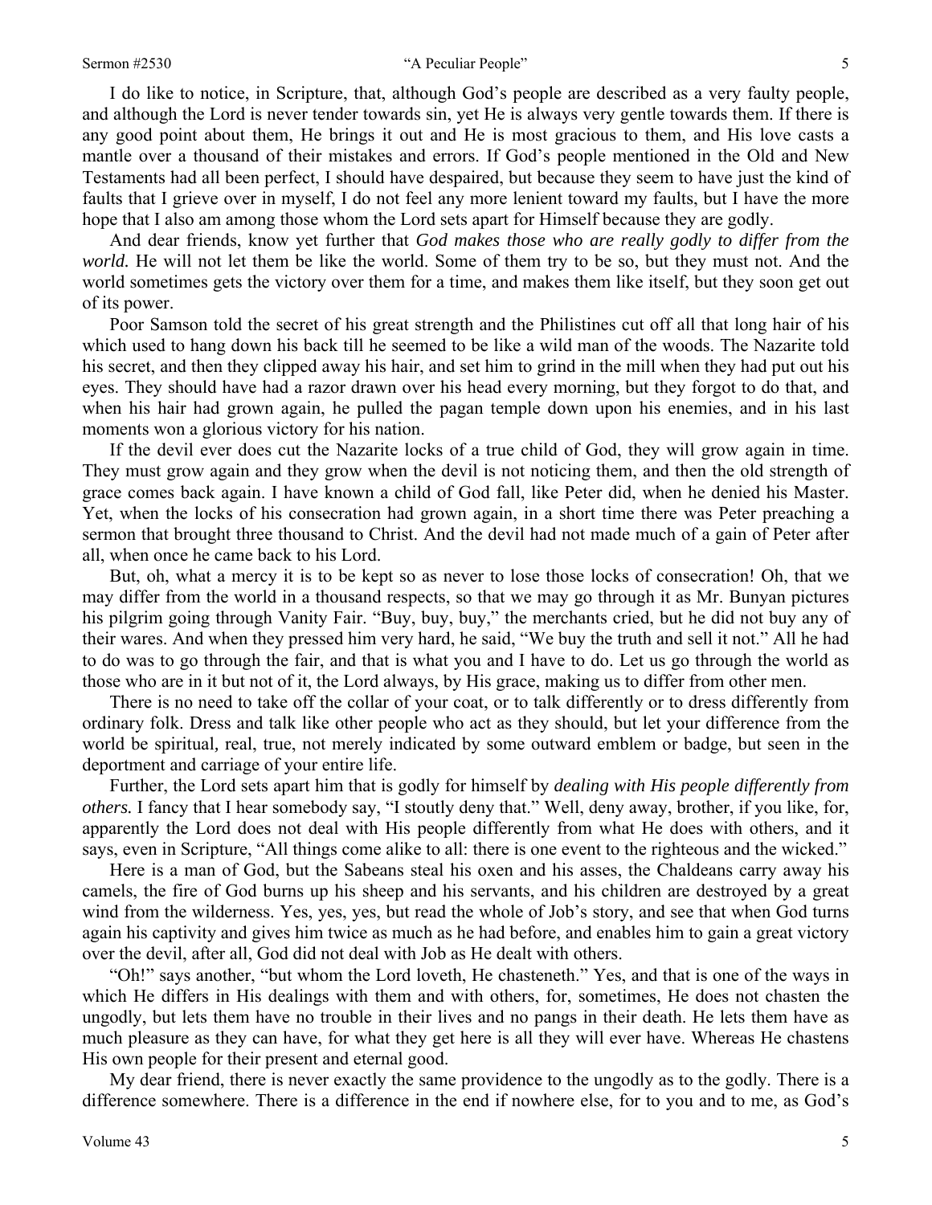I do like to notice, in Scripture, that, although God's people are described as a very faulty people, and although the Lord is never tender towards sin, yet He is always very gentle towards them. If there is any good point about them, He brings it out and He is most gracious to them, and His love casts a mantle over a thousand of their mistakes and errors. If God's people mentioned in the Old and New Testaments had all been perfect, I should have despaired, but because they seem to have just the kind of faults that I grieve over in myself, I do not feel any more lenient toward my faults, but I have the more hope that I also am among those whom the Lord sets apart for Himself because they are godly.

And dear friends, know yet further that *God makes those who are really godly to differ from the world.* He will not let them be like the world. Some of them try to be so, but they must not. And the world sometimes gets the victory over them for a time, and makes them like itself, but they soon get out of its power.

Poor Samson told the secret of his great strength and the Philistines cut off all that long hair of his which used to hang down his back till he seemed to be like a wild man of the woods. The Nazarite told his secret, and then they clipped away his hair, and set him to grind in the mill when they had put out his eyes. They should have had a razor drawn over his head every morning, but they forgot to do that, and when his hair had grown again, he pulled the pagan temple down upon his enemies, and in his last moments won a glorious victory for his nation.

If the devil ever does cut the Nazarite locks of a true child of God, they will grow again in time. They must grow again and they grow when the devil is not noticing them, and then the old strength of grace comes back again. I have known a child of God fall, like Peter did, when he denied his Master. Yet, when the locks of his consecration had grown again, in a short time there was Peter preaching a sermon that brought three thousand to Christ. And the devil had not made much of a gain of Peter after all, when once he came back to his Lord.

But, oh, what a mercy it is to be kept so as never to lose those locks of consecration! Oh, that we may differ from the world in a thousand respects, so that we may go through it as Mr. Bunyan pictures his pilgrim going through Vanity Fair. "Buy, buy, buy," the merchants cried, but he did not buy any of their wares. And when they pressed him very hard, he said, "We buy the truth and sell it not." All he had to do was to go through the fair, and that is what you and I have to do. Let us go through the world as those who are in it but not of it, the Lord always, by His grace, making us to differ from other men.

There is no need to take off the collar of your coat, or to talk differently or to dress differently from ordinary folk. Dress and talk like other people who act as they should, but let your difference from the world be spiritual*,* real, true, not merely indicated by some outward emblem or badge, but seen in the deportment and carriage of your entire life.

Further, the Lord sets apart him that is godly for himself by *dealing with His people differently from others.* I fancy that I hear somebody say, "I stoutly deny that." Well, deny away, brother, if you like, for, apparently the Lord does not deal with His people differently from what He does with others, and it says, even in Scripture, "All things come alike to all: there is one event to the righteous and the wicked."

Here is a man of God, but the Sabeans steal his oxen and his asses, the Chaldeans carry away his camels, the fire of God burns up his sheep and his servants, and his children are destroyed by a great wind from the wilderness. Yes, yes, yes, but read the whole of Job's story, and see that when God turns again his captivity and gives him twice as much as he had before, and enables him to gain a great victory over the devil, after all, God did not deal with Job as He dealt with others.

"Oh!" says another, "but whom the Lord loveth, He chasteneth." Yes, and that is one of the ways in which He differs in His dealings with them and with others, for, sometimes, He does not chasten the ungodly, but lets them have no trouble in their lives and no pangs in their death. He lets them have as much pleasure as they can have, for what they get here is all they will ever have. Whereas He chastens His own people for their present and eternal good.

My dear friend, there is never exactly the same providence to the ungodly as to the godly. There is a difference somewhere. There is a difference in the end if nowhere else, for to you and to me, as God's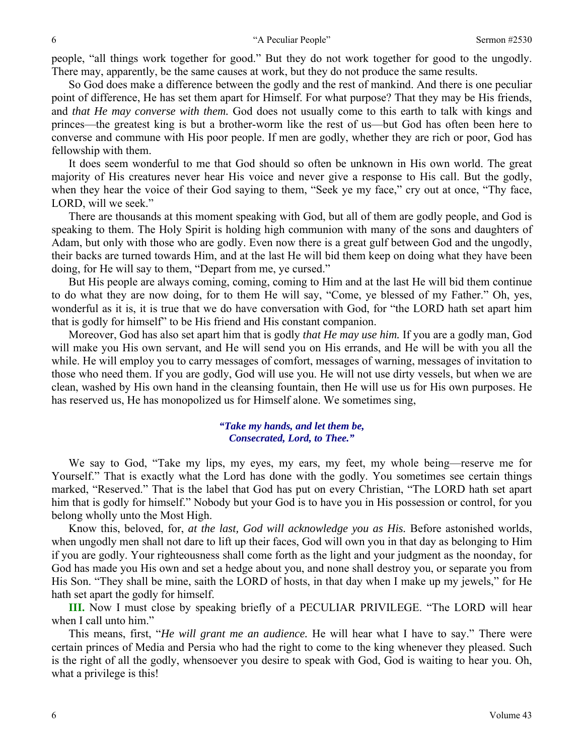people, "all things work together for good." But they do not work together for good to the ungodly. There may, apparently, be the same causes at work, but they do not produce the same results.

So God does make a difference between the godly and the rest of mankind. And there is one peculiar point of difference, He has set them apart for Himself. For what purpose? That they may be His friends, and *that He may converse with them.* God does not usually come to this earth to talk with kings and princes—the greatest king is but a brother-worm like the rest of us—but God has often been here to converse and commune with His poor people. If men are godly, whether they are rich or poor, God has fellowship with them.

It does seem wonderful to me that God should so often be unknown in His own world. The great majority of His creatures never hear His voice and never give a response to His call. But the godly, when they hear the voice of their God saying to them, "Seek ye my face," cry out at once, "Thy face, LORD, will we seek."

There are thousands at this moment speaking with God, but all of them are godly people, and God is speaking to them. The Holy Spirit is holding high communion with many of the sons and daughters of Adam, but only with those who are godly. Even now there is a great gulf between God and the ungodly, their backs are turned towards Him, and at the last He will bid them keep on doing what they have been doing, for He will say to them, "Depart from me, ye cursed."

But His people are always coming, coming, coming to Him and at the last He will bid them continue to do what they are now doing, for to them He will say, "Come, ye blessed of my Father." Oh, yes, wonderful as it is, it is true that we do have conversation with God, for "the LORD hath set apart him that is godly for himself" to be His friend and His constant companion.

Moreover, God has also set apart him that is godly *that He may use him.* If you are a godly man, God will make you His own servant, and He will send you on His errands, and He will be with you all the while. He will employ you to carry messages of comfort, messages of warning, messages of invitation to those who need them. If you are godly, God will use you. He will not use dirty vessels, but when we are clean, washed by His own hand in the cleansing fountain, then He will use us for His own purposes. He has reserved us, He has monopolized us for Himself alone. We sometimes sing,

> ***"Take my hands, and let them be,***
> ***Consecrated, Lord, to Thee."***

We say to God, "Take my lips, my eyes, my ears, my feet, my whole being—reserve me for Yourself." That is exactly what the Lord has done with the godly. You sometimes see certain things marked, "Reserved." That is the label that God has put on every Christian, "The LORD hath set apart him that is godly for himself." Nobody but your God is to have you in His possession or control, for you belong wholly unto the Most High.

Know this, beloved, for, *at the last, God will acknowledge you as His.* Before astonished worlds, when ungodly men shall not dare to lift up their faces, God will own you in that day as belonging to Him if you are godly. Your righteousness shall come forth as the light and your judgment as the noonday, for God has made you His own and set a hedge about you, and none shall destroy you, or separate you from His Son. "They shall be mine, saith the LORD of hosts, in that day when I make up my jewels," for He hath set apart the godly for himself.

**III.** Now I must close by speaking briefly of a PECULIAR PRIVILEGE. "The LORD will hear when I call unto him."

This means, first, "*He will grant me an audience.* He will hear what I have to say." There were certain princes of Media and Persia who had the right to come to the king whenever they pleased. Such is the right of all the godly, whensoever you desire to speak with God, God is waiting to hear you. Oh, what a privilege is this!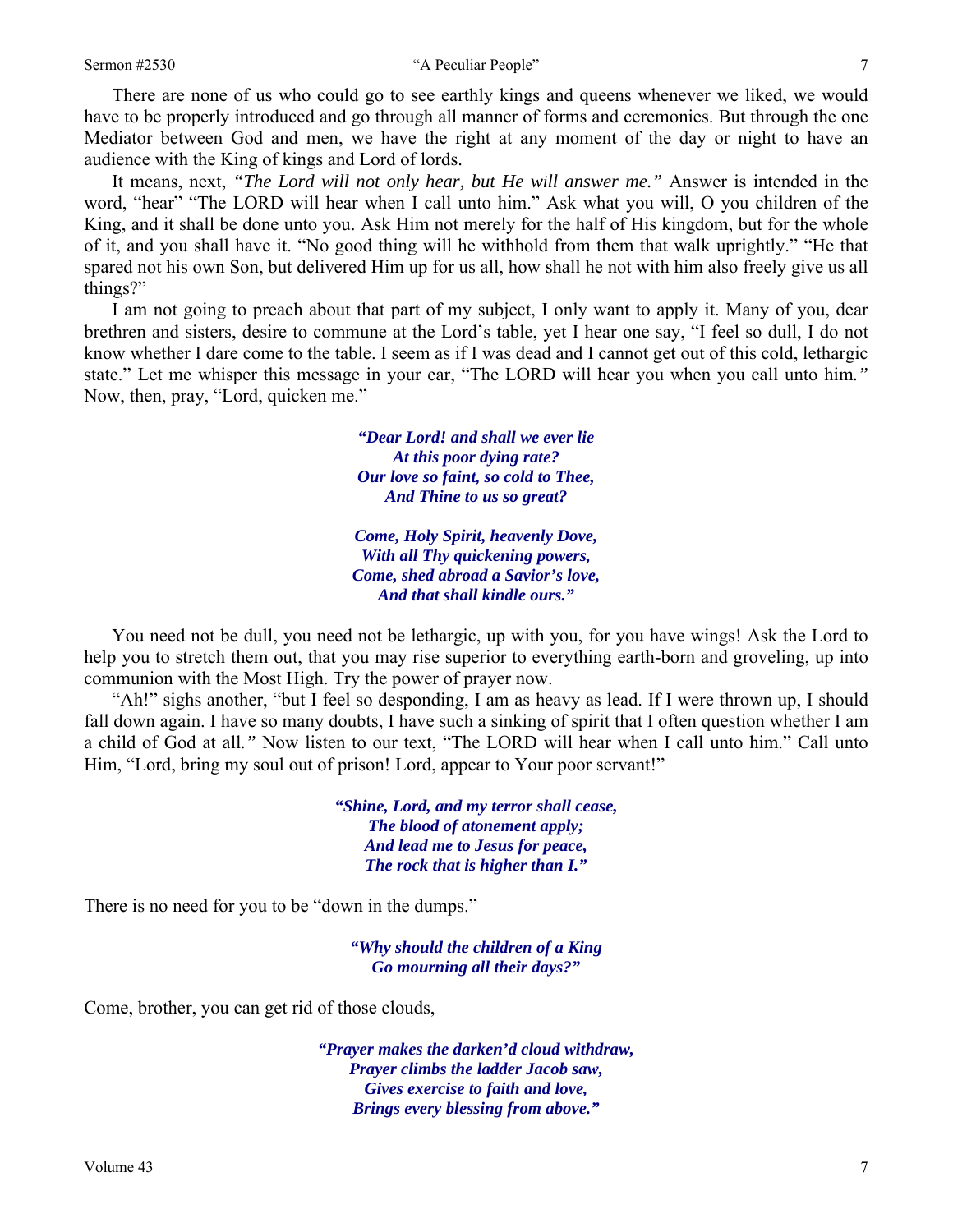There are none of us who could go to see earthly kings and queens whenever we liked, we would have to be properly introduced and go through all manner of forms and ceremonies. But through the one Mediator between God and men, we have the right at any moment of the day or night to have an audience with the King of kings and Lord of lords.

It means, next, *"The Lord will not only hear, but He will answer me."* Answer is intended in the word, "hear" "The LORD will hear when I call unto him." Ask what you will, O you children of the King, and it shall be done unto you. Ask Him not merely for the half of His kingdom, but for the whole of it, and you shall have it. "No good thing will he withhold from them that walk uprightly." "He that spared not his own Son, but delivered Him up for us all, how shall he not with him also freely give us all things?"

I am not going to preach about that part of my subject, I only want to apply it. Many of you, dear brethren and sisters, desire to commune at the Lord's table, yet I hear one say, "I feel so dull, I do not know whether I dare come to the table. I seem as if I was dead and I cannot get out of this cold, lethargic state." Let me whisper this message in your ear, "The LORD will hear you when you call unto him." Now, then, pray, "Lord, quicken me."

> ***"Dear Lord! and shall we ever lie***
> ***At this poor dying rate?***
> ***Our love so faint, so cold to Thee,***
> ***And Thine to us so great?***
>
> ***Come, Holy Spirit, heavenly Dove,***
> ***With all Thy quickening powers,***
> ***Come, shed abroad a Savior's love,***
> ***And that shall kindle ours."***

You need not be dull, you need not be lethargic, up with you, for you have wings! Ask the Lord to help you to stretch them out, that you may rise superior to everything earth-born and groveling, up into communion with the Most High. Try the power of prayer now.

"Ah!" sighs another, "but I feel so desponding, I am as heavy as lead. If I were thrown up, I should fall down again. I have so many doubts, I have such a sinking of spirit that I often question whether I am a child of God at all." Now listen to our text, "The LORD will hear when I call unto him." Call unto Him, "Lord, bring my soul out of prison! Lord, appear to Your poor servant!"

> ***"Shine, Lord, and my terror shall cease,***
> ***The blood of atonement apply;***
> ***And lead me to Jesus for peace,***
> ***The rock that is higher than I."***

There is no need for you to be "down in the dumps."

> ***"Why should the children of a King***
> ***Go mourning all their days?"***

Come, brother, you can get rid of those clouds,

> ***"Prayer makes the darken'd cloud withdraw,***
> ***Prayer climbs the ladder Jacob saw,***
> ***Gives exercise to faith and love,***
> ***Brings every blessing from above."***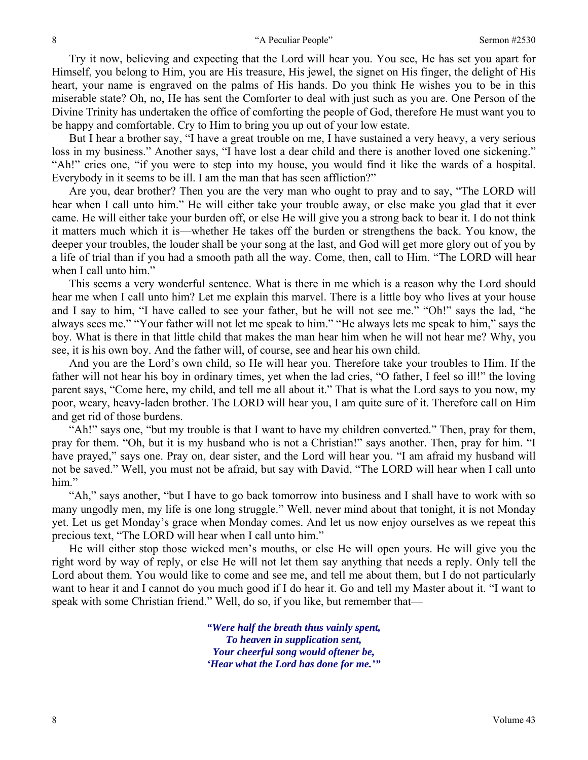Try it now, believing and expecting that the Lord will hear you. You see, He has set you apart for Himself, you belong to Him, you are His treasure, His jewel, the signet on His finger, the delight of His heart, your name is engraved on the palms of His hands. Do you think He wishes you to be in this miserable state? Oh, no, He has sent the Comforter to deal with just such as you are. One Person of the Divine Trinity has undertaken the office of comforting the people of God, therefore He must want you to be happy and comfortable. Cry to Him to bring you up out of your low estate.

But I hear a brother say, "I have a great trouble on me, I have sustained a very heavy, a very serious loss in my business." Another says, "I have lost a dear child and there is another loved one sickening." "Ah!" cries one, "if you were to step into my house, you would find it like the wards of a hospital. Everybody in it seems to be ill. I am the man that has seen affliction?"

Are you, dear brother? Then you are the very man who ought to pray and to say, "The LORD will hear when I call unto him." He will either take your trouble away, or else make you glad that it ever came. He will either take your burden off, or else He will give you a strong back to bear it. I do not think it matters much which it is—whether He takes off the burden or strengthens the back. You know, the deeper your troubles, the louder shall be your song at the last, and God will get more glory out of you by a life of trial than if you had a smooth path all the way. Come, then, call to Him. "The LORD will hear when I call unto him."

This seems a very wonderful sentence. What is there in me which is a reason why the Lord should hear me when I call unto him? Let me explain this marvel. There is a little boy who lives at your house and I say to him, "I have called to see your father, but he will not see me." "Oh!" says the lad, "he always sees me." "Your father will not let me speak to him." "He always lets me speak to him," says the boy. What is there in that little child that makes the man hear him when he will not hear me? Why, you see, it is his own boy. And the father will, of course, see and hear his own child.

And you are the Lord's own child, so He will hear you. Therefore take your troubles to Him. If the father will not hear his boy in ordinary times, yet when the lad cries, "O father, I feel so ill!" the loving parent says, "Come here, my child, and tell me all about it." That is what the Lord says to you now, my poor, weary, heavy-laden brother. The LORD will hear you, I am quite sure of it. Therefore call on Him and get rid of those burdens.

"Ah!" says one, "but my trouble is that I want to have my children converted." Then, pray for them, pray for them. "Oh, but it is my husband who is not a Christian!" says another. Then, pray for him. "I have prayed," says one. Pray on, dear sister, and the Lord will hear you. "I am afraid my husband will not be saved." Well, you must not be afraid, but say with David, "The LORD will hear when I call unto him."

"Ah," says another, "but I have to go back tomorrow into business and I shall have to work with so many ungodly men, my life is one long struggle." Well, never mind about that tonight, it is not Monday yet. Let us get Monday's grace when Monday comes. And let us now enjoy ourselves as we repeat this precious text, "The LORD will hear when I call unto him."

He will either stop those wicked men's mouths, or else He will open yours. He will give you the right word by way of reply, or else He will not let them say anything that needs a reply. Only tell the Lord about them. You would like to come and see me, and tell me about them, but I do not particularly want to hear it and I cannot do you much good if I do hear it. Go and tell my Master about it. "I want to speak with some Christian friend." Well, do so, if you like, but remember that—

> ***"Were half the breath thus vainly spent,***
> ***To heaven in supplication sent,***
> ***Your cheerful song would oftener be,***
> ***'Hear what the Lord has done for me.'"***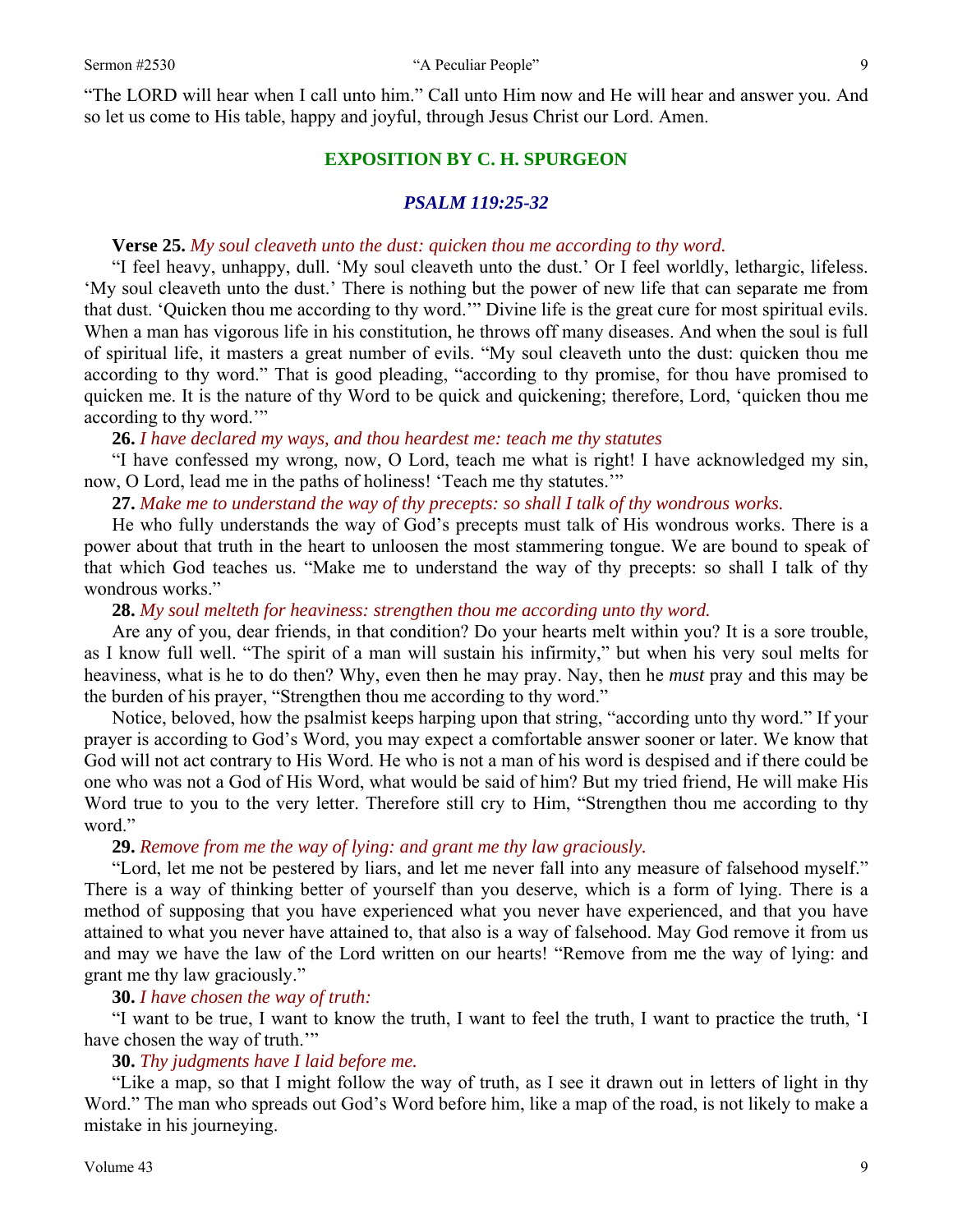"The LORD will hear when I call unto him." Call unto Him now and He will hear and answer you. And so let us come to His table, happy and joyful, through Jesus Christ our Lord. Amen.

## EXPOSITION BY C. H. SPURGEON

### *PSALM 119:25-32*

**Verse 25.** *My soul cleaveth unto the dust: quicken thou me according to thy word.*

"I feel heavy, unhappy, dull. 'My soul cleaveth unto the dust.' Or I feel worldly, lethargic, lifeless. 'My soul cleaveth unto the dust.' There is nothing but the power of new life that can separate me from that dust. 'Quicken thou me according to thy word.'" Divine life is the great cure for most spiritual evils. When a man has vigorous life in his constitution, he throws off many diseases. And when the soul is full of spiritual life, it masters a great number of evils. "My soul cleaveth unto the dust: quicken thou me according to thy word." That is good pleading, "according to thy promise, for thou have promised to quicken me. It is the nature of thy Word to be quick and quickening; therefore, Lord, 'quicken thou me according to thy word.'"

**26.** *I have declared my ways, and thou heardest me: teach me thy statutes*

"I have confessed my wrong, now, O Lord, teach me what is right! I have acknowledged my sin, now, O Lord, lead me in the paths of holiness! 'Teach me thy statutes.'"

**27.** *Make me to understand the way of thy precepts: so shall I talk of thy wondrous works.*

He who fully understands the way of God's precepts must talk of His wondrous works. There is a power about that truth in the heart to unloosen the most stammering tongue. We are bound to speak of that which God teaches us. "Make me to understand the way of thy precepts: so shall I talk of thy wondrous works."

**28.** *My soul melteth for heaviness: strengthen thou me according unto thy word.*

Are any of you, dear friends, in that condition? Do your hearts melt within you? It is a sore trouble, as I know full well. "The spirit of a man will sustain his infirmity," but when his very soul melts for heaviness, what is he to do then? Why, even then he may pray. Nay, then he *must* pray and this may be the burden of his prayer, "Strengthen thou me according to thy word."

Notice, beloved, how the psalmist keeps harping upon that string, "according unto thy word." If your prayer is according to God's Word, you may expect a comfortable answer sooner or later. We know that God will not act contrary to His Word. He who is not a man of his word is despised and if there could be one who was not a God of His Word, what would be said of him? But my tried friend, He will make His Word true to you to the very letter. Therefore still cry to Him, "Strengthen thou me according to thy word."

**29.** *Remove from me the way of lying: and grant me thy law graciously.*

"Lord, let me not be pestered by liars, and let me never fall into any measure of falsehood myself." There is a way of thinking better of yourself than you deserve, which is a form of lying. There is a method of supposing that you have experienced what you never have experienced, and that you have attained to what you never have attained to, that also is a way of falsehood. May God remove it from us and may we have the law of the Lord written on our hearts! "Remove from me the way of lying: and grant me thy law graciously."

**30.** *I have chosen the way of truth:*

"I want to be true, I want to know the truth, I want to feel the truth, I want to practice the truth, 'I have chosen the way of truth.'"

**30.** *Thy judgments have I laid before me.*

"Like a map, so that I might follow the way of truth, as I see it drawn out in letters of light in thy Word." The man who spreads out God's Word before him, like a map of the road, is not likely to make a mistake in his journeying.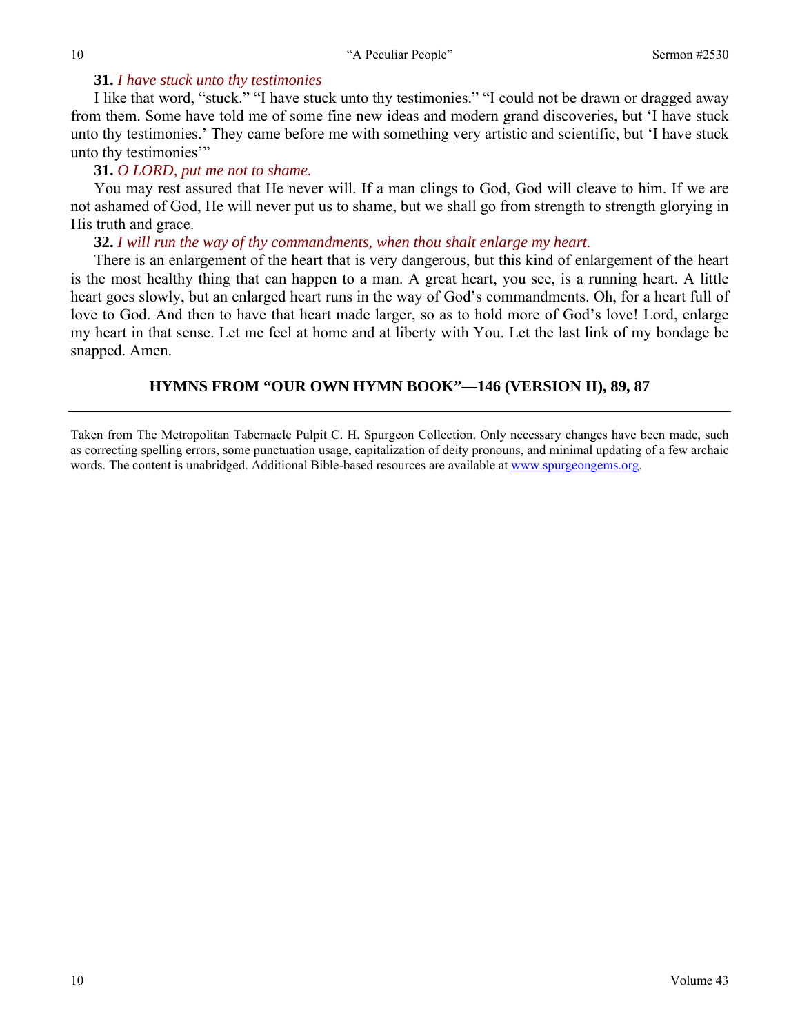**31.** *I have stuck unto thy testimonies*

I like that word, "stuck." "I have stuck unto thy testimonies." "I could not be drawn or dragged away from them. Some have told me of some fine new ideas and modern grand discoveries, but 'I have stuck unto thy testimonies.' They came before me with something very artistic and scientific, but 'I have stuck unto thy testimonies'"

**31.** *O LORD, put me not to shame.*

You may rest assured that He never will. If a man clings to God, God will cleave to him. If we are not ashamed of God, He will never put us to shame, but we shall go from strength to strength glorying in His truth and grace.

**32.** *I will run the way of thy commandments, when thou shalt enlarge my heart.*

There is an enlargement of the heart that is very dangerous, but this kind of enlargement of the heart is the most healthy thing that can happen to a man. A great heart, you see, is a running heart. A little heart goes slowly, but an enlarged heart runs in the way of God's commandments. Oh, for a heart full of love to God. And then to have that heart made larger, so as to hold more of God's love! Lord, enlarge my heart in that sense. Let me feel at home and at liberty with You. Let the last link of my bondage be snapped. Amen.

## HYMNS FROM "OUR OWN HYMN BOOK"—146 (VERSION II), 89, 87

---

Taken from The Metropolitan Tabernacle Pulpit C. H. Spurgeon Collection. Only necessary changes have been made, such as correcting spelling errors, some punctuation usage, capitalization of deity pronouns, and minimal updating of a few archaic words. The content is unabridged. Additional Bible-based resources are available at www.spurgeongems.org.